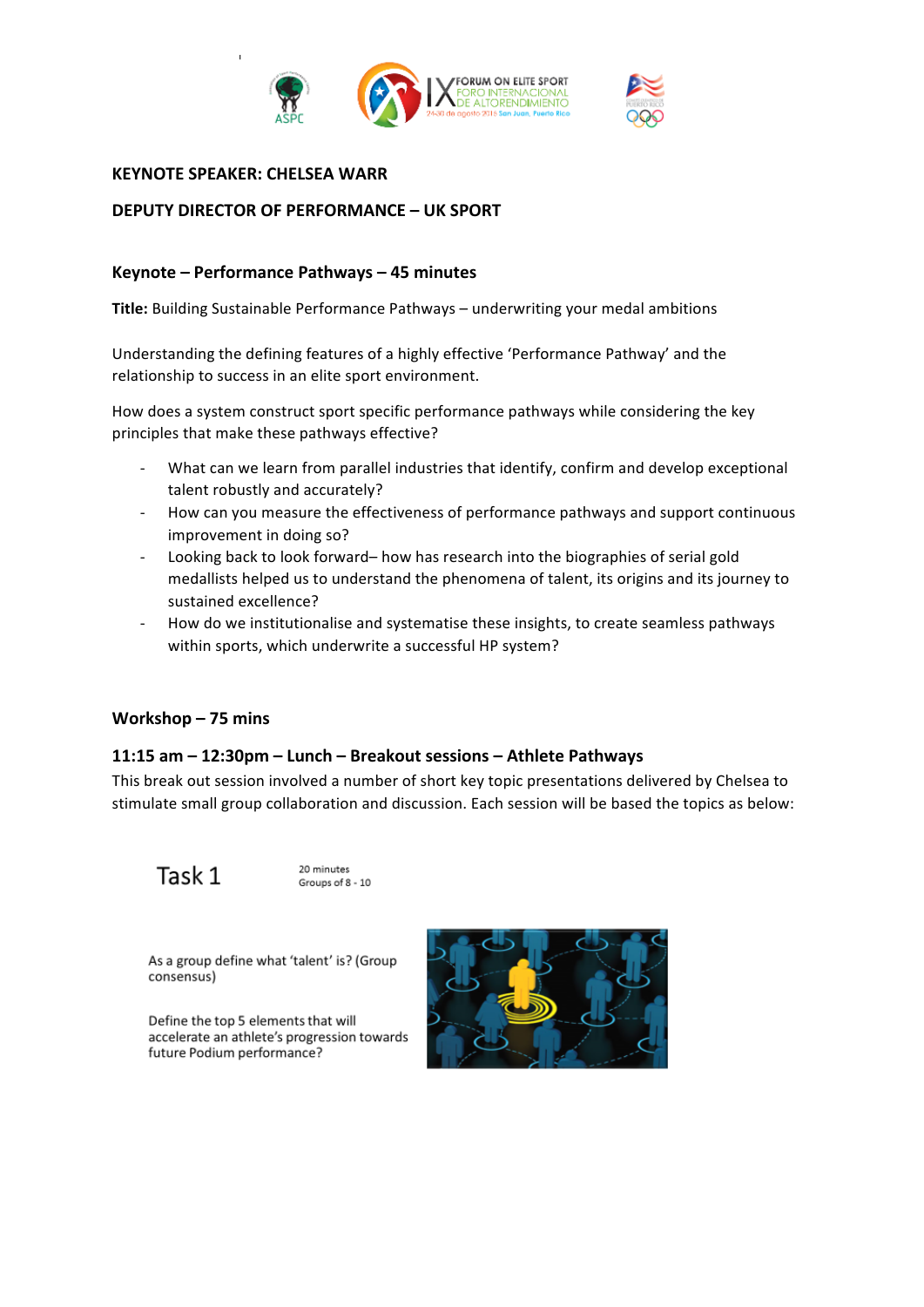**KEYNOTE SPEAKER: CHELSEA WARR**

**DEPUTY DIRECTOR OF PERFORMANCE – UK SPORT**

## Keynote – Performance Pathways – 45 minutes

**Title:** Building Sustainable Performance Pathways – underwriting your medal ambitions

Understanding the defining features of a highly effective 'Performance Pathway' and the relationship to success in an elite sport environment.

How does a system construct sport specific performance pathways while considering the key principles that make these pathways effective?

- What can we learn from parallel industries that identify, confirm and develop exceptional talent robustly and accurately?
- How can you measure the effectiveness of performance pathways and support continuous improvement in doing so?
- Looking back to look forward– how has research into the biographies of serial gold medallists helped us to understand the phenomena of talent, its origins and its journey to sustained excellence?
- How do we institutionalise and systematise these insights, to create seamless pathways within sports, which underwrite a successful HP system?

## Workshop – 75 mins

### 11:15 am – 12:30pm – Lunch – Breakout sessions – Athlete Pathways

This break out session involved a number of short key topic presentations delivered by Chelsea to stimulate small group collaboration and discussion. Each session will be based the topics as below:

Task 1

20 minutes
Groups of 8 - 10

As a group define what 'talent' is? (Group consensus)

Define the top 5 elements that will accelerate an athlete's progression towards future Podium performance?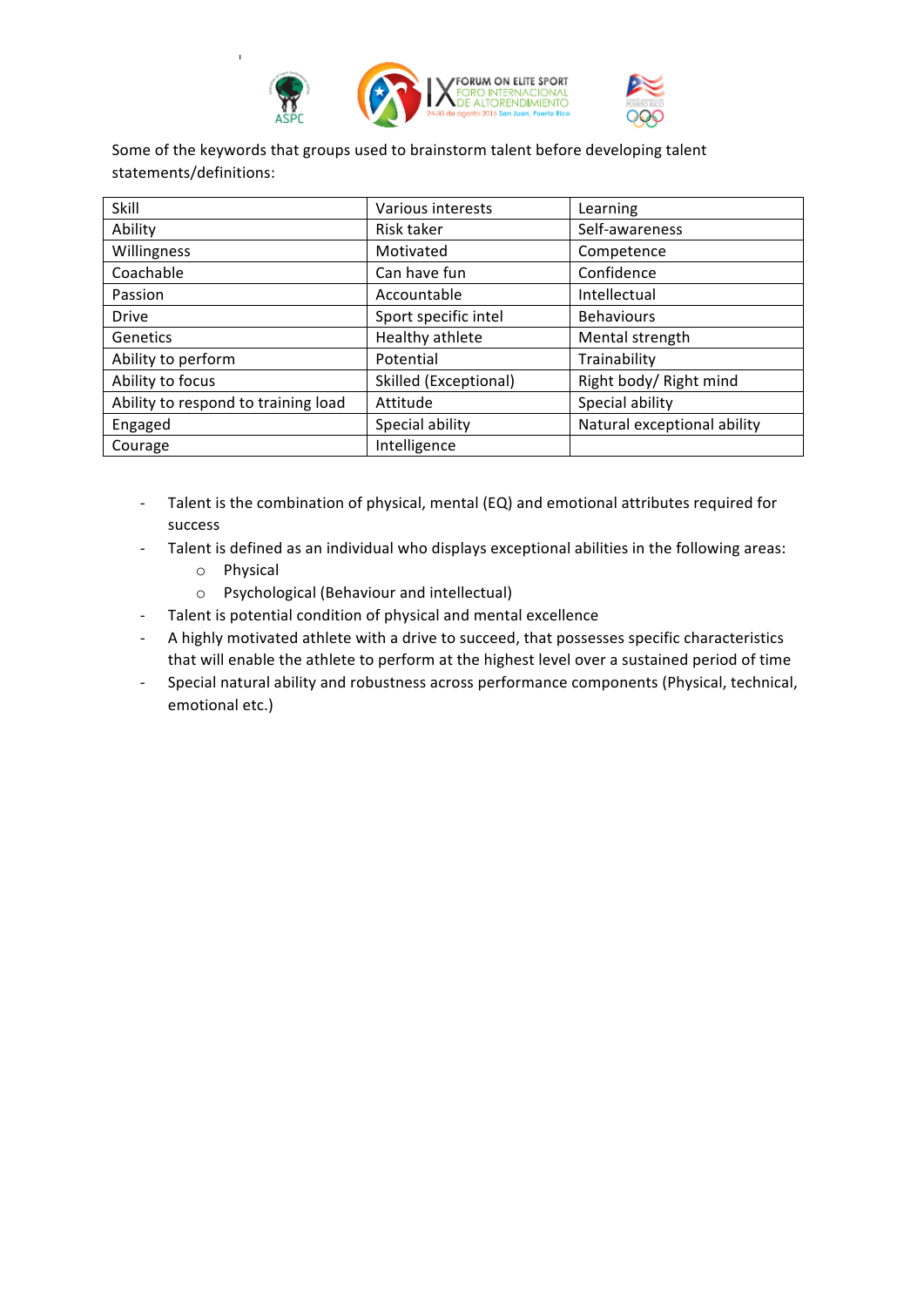Some of the keywords that groups used to brainstorm talent before developing talent statements/definitions:

| Skill | Various interests | Learning |
|---|---|---|
| Ability | Risk taker | Self-awareness |
| Willingness | Motivated | Competence |
| Coachable | Can have fun | Confidence |
| Passion | Accountable | Intellectual |
| Drive | Sport specific intel | Behaviours |
| Genetics | Healthy athlete | Mental strength |
| Ability to perform | Potential | Trainability |
| Ability to focus | Skilled (Exceptional) | Right body/ Right mind |
| Ability to respond to training load | Attitude | Special ability |
| Engaged | Special ability | Natural exceptional ability |
| Courage | Intelligence | |

- Talent is the combination of physical, mental (EQ) and emotional attributes required for success
- Talent is defined as an individual who displays exceptional abilities in the following areas:
    - Physical
    - Psychological (Behaviour and intellectual)
- Talent is potential condition of physical and mental excellence
- A highly motivated athlete with a drive to succeed, that possesses specific characteristics that will enable the athlete to perform at the highest level over a sustained period of time
- Special natural ability and robustness across performance components (Physical, technical, emotional etc.)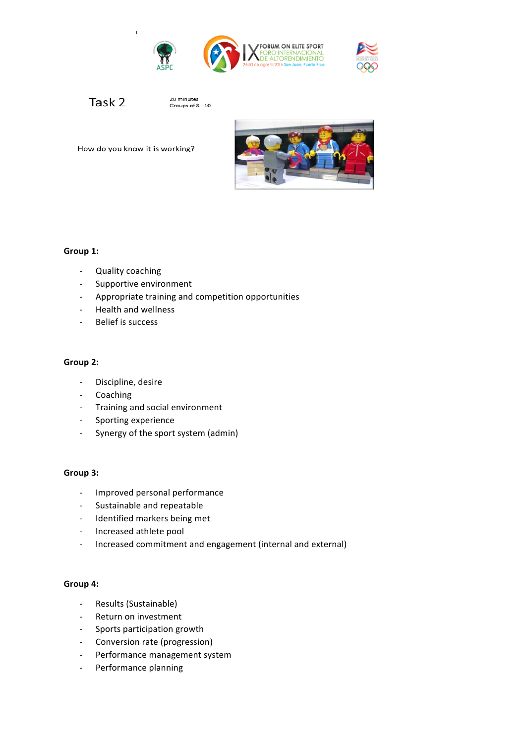# Task 2

20 minutes
Groups of 8 - 10

How do you know it is working?

**Group 1:**

- Quality coaching
- Supportive environment
- Appropriate training and competition opportunities
- Health and wellness
- Belief is success

**Group 2:**

- Discipline, desire
- Coaching
- Training and social environment
- Sporting experience
- Synergy of the sport system (admin)

**Group 3:**

- Improved personal performance
- Sustainable and repeatable
- Identified markers being met
- Increased athlete pool
- Increased commitment and engagement (internal and external)

**Group 4:**

- Results (Sustainable)
- Return on investment
- Sports participation growth
- Conversion rate (progression)
- Performance management system
- Performance planning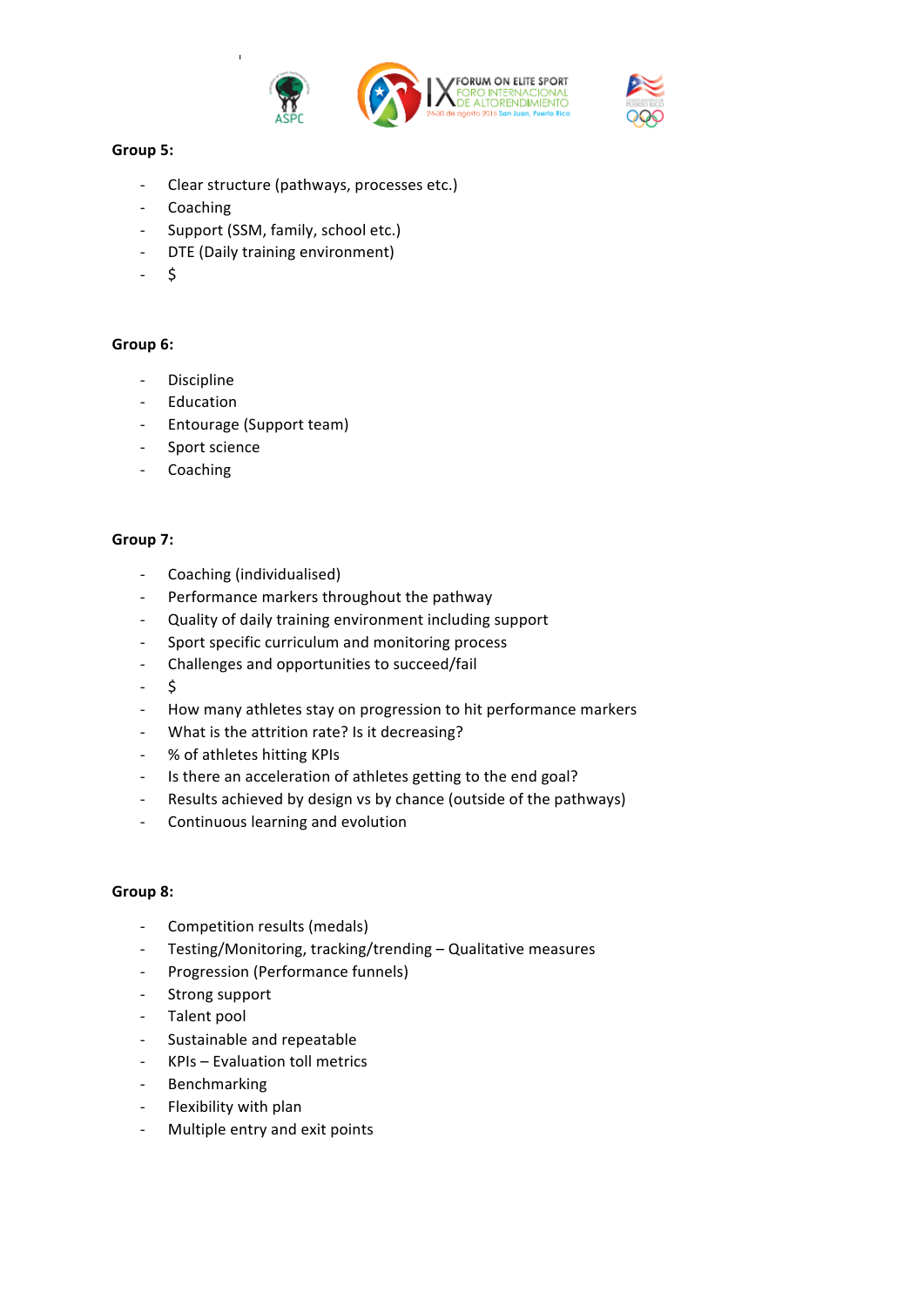**Group 5:**

- Clear structure (pathways, processes etc.)
- Coaching
- Support (SSM, family, school etc.)
- DTE (Daily training environment)
- $

**Group 6:**

- Discipline
- Education
- Entourage (Support team)
- Sport science
- Coaching

**Group 7:**

- Coaching (individualised)
- Performance markers throughout the pathway
- Quality of daily training environment including support
- Sport specific curriculum and monitoring process
- Challenges and opportunities to succeed/fail
- $
- How many athletes stay on progression to hit performance markers
- What is the attrition rate? Is it decreasing?
- % of athletes hitting KPIs
- Is there an acceleration of athletes getting to the end goal?
- Results achieved by design vs by chance (outside of the pathways)
- Continuous learning and evolution

**Group 8:**

- Competition results (medals)
- Testing/Monitoring, tracking/trending – Qualitative measures
- Progression (Performance funnels)
- Strong support
- Talent pool
- Sustainable and repeatable
- KPIs – Evaluation toll metrics
- Benchmarking
- Flexibility with plan
- Multiple entry and exit points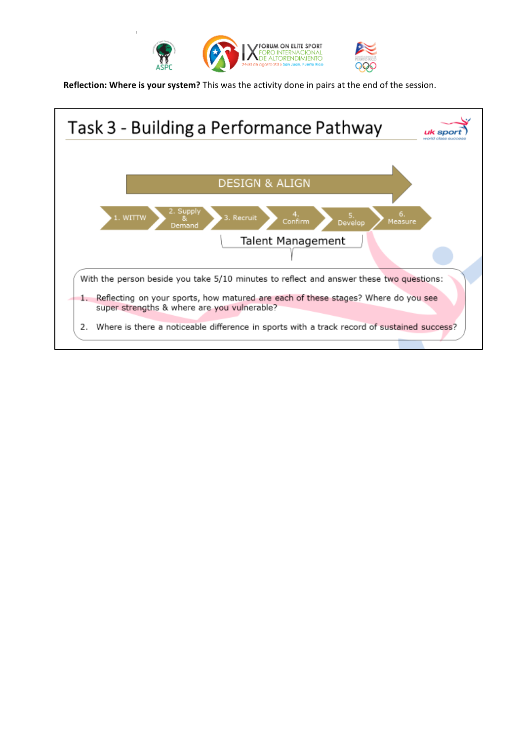**Reflection: Where is your system?** This was the activity done in pairs at the end of the session.

## Task 3 - Building a Performance Pathway

DESIGN & ALIGN

1. WITTW → 2. Supply & Demand → 3. Recruit → 4. Confirm → 5. Develop → 6. Measure

Talent Management

With the person beside you take 5/10 minutes to reflect and answer these two questions:

1. Reflecting on your sports, how matured are each of these stages? Where do you see super strengths & where are you vulnerable?
2. Where is there a noticeable difference in sports with a track record of sustained success?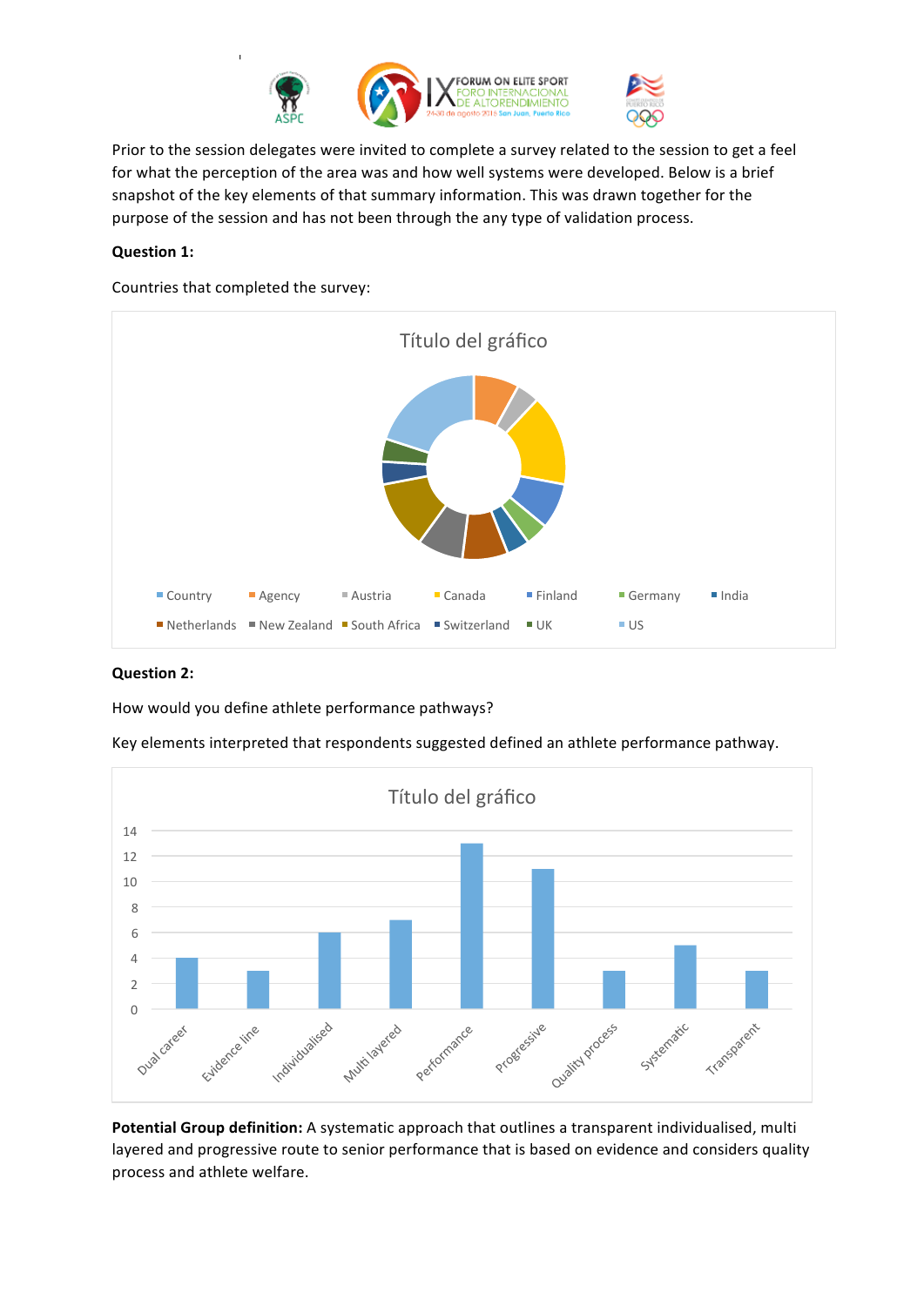Prior to the session delegates were invited to complete a survey related to the session to get a feel for what the perception of the area was and how well systems were developed. Below is a brief snapshot of the key elements of that summary information. This was drawn together for the purpose of the session and has not been through the any type of validation process.

**Question 1:**

Countries that completed the survey:

Título del gráfico

Country, Agency, Austria, Canada, Finland, Germany, India, Netherlands, New Zealand, South Africa, Switzerland, UK, US

**Question 2:**

How would you define athlete performance pathways?

Key elements interpreted that respondents suggested defined an athlete performance pathway.

Título del gráfico

| Element | Count |
|---|---|
| Dual career | 4 |
| Evidence line | 3 |
| Individualised | 6 |
| Multi layered | 7 |
| Performance | 13 |
| Progressive | 11 |
| Quality process | 3 |
| Systematic | 5 |
| Transparent | 3 |

**Potential Group definition:** A systematic approach that outlines a transparent individualised, multi layered and progressive route to senior performance that is based on evidence and considers quality process and athlete welfare.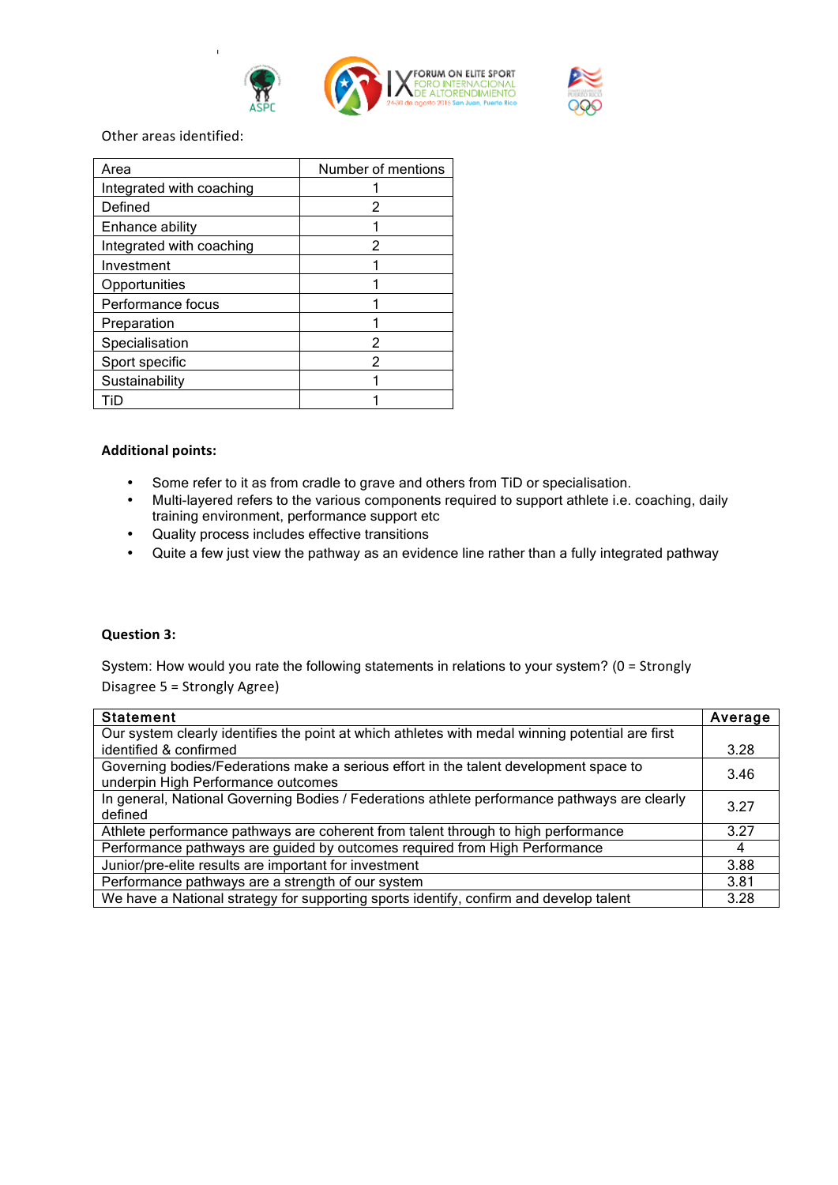Other areas identified:

| Area | Number of mentions |
|---|---|
| Integrated with coaching | 1 |
| Defined | 2 |
| Enhance ability | 1 |
| Integrated with coaching | 2 |
| Investment | 1 |
| Opportunities | 1 |
| Performance focus | 1 |
| Preparation | 1 |
| Specialisation | 2 |
| Sport specific | 2 |
| Sustainability | 1 |
| TiD | 1 |

**Additional points:**

- Some refer to it as from cradle to grave and others from TiD or specialisation.
- Multi-layered refers to the various components required to support athlete i.e. coaching, daily training environment, performance support etc
- Quality process includes effective transitions
- Quite a few just view the pathway as an evidence line rather than a fully integrated pathway

**Question 3:**

System: How would you rate the following statements in relations to your system? (0 = Strongly Disagree 5 = Strongly Agree)

| Statement | Average |
|---|---|
| Our system clearly identifies the point at which athletes with medal winning potential are first identified & confirmed | 3.28 |
| Governing bodies/Federations make a serious effort in the talent development space to underpin High Performance outcomes | 3.46 |
| In general, National Governing Bodies / Federations athlete performance pathways are clearly defined | 3.27 |
| Athlete performance pathways are coherent from talent through to high performance | 3.27 |
| Performance pathways are guided by outcomes required from High Performance | 4 |
| Junior/pre-elite results are important for investment | 3.88 |
| Performance pathways are a strength of our system | 3.81 |
| We have a National strategy for supporting sports identify, confirm and develop talent | 3.28 |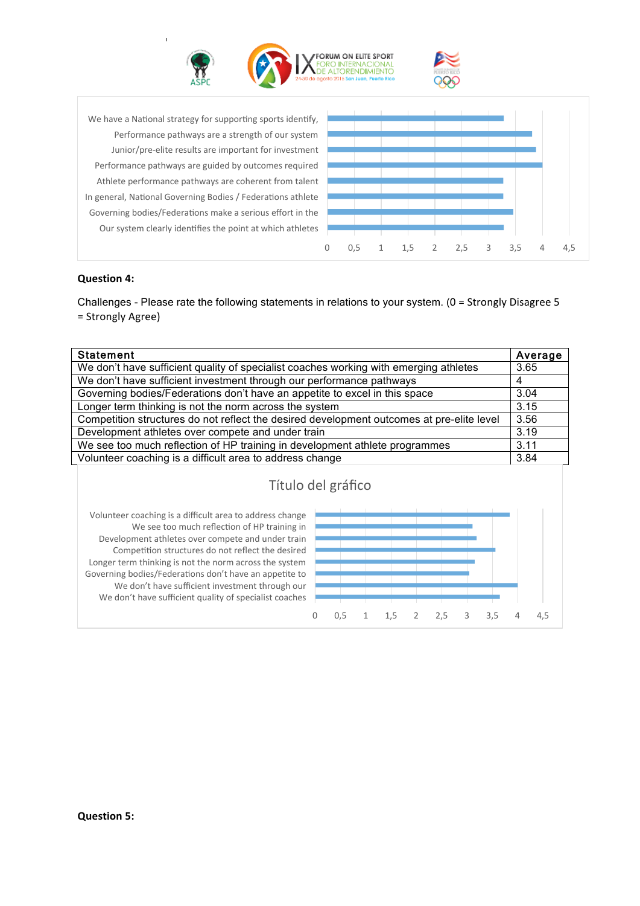We have a National strategy for supporting sports identify,
Performance pathways are a strength of our system
Junior/pre-elite results are important for investment
Performance pathways are guided by outcomes required
Athlete performance pathways are coherent from talent
In general, National Governing Bodies / Federations athlete
Governing bodies/Federations make a serious effort in the
Our system clearly identifies the point at which athletes

0 0,5 1 1,5 2 2,5 3 3,5 4 4,5

**Question 4:**

Challenges - Please rate the following statements in relations to your system. (0 = Strongly Disagree 5 = Strongly Agree)

| Statement | Average |
|---|---|
| We don't have sufficient quality of specialist coaches working with emerging athletes | 3.65 |
| We don't have sufficient investment through our performance pathways | 4 |
| Governing bodies/Federations don't have an appetite to excel in this space | 3.04 |
| Longer term thinking is not the norm across the system | 3.15 |
| Competition structures do not reflect the desired development outcomes at pre-elite level | 3.56 |
| Development athletes over compete and under train | 3.19 |
| We see too much reflection of HP training in development athlete programmes | 3.11 |
| Volunteer coaching is a difficult area to address change | 3.84 |

Título del gráfico

Volunteer coaching is a difficult area to address change
We see too much reflection of HP training in
Development athletes over compete and under train
Competition structures do not reflect the desired
Longer term thinking is not the norm across the system
Governing bodies/Federations don't have an appetite to
We don't have sufficient investment through our
We don't have sufficient quality of specialist coaches

0 0,5 1 1,5 2 2,5 3 3,5 4 4,5

**Question 5:**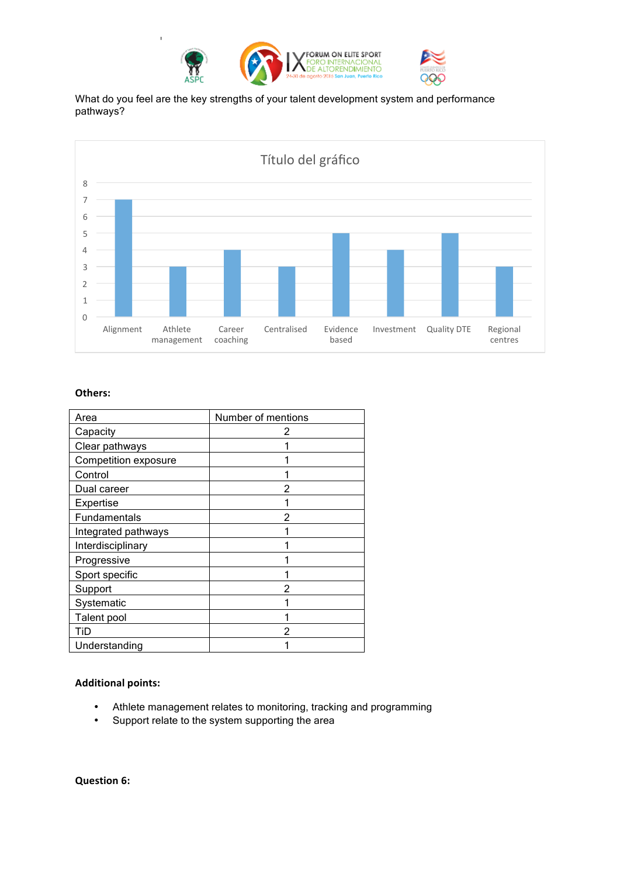What do you feel are the key strengths of your talent development system and performance pathways?

Título del gráfico

| Area | Value |
|---|---|
| Alignment | 7 |
| Athlete management | 3 |
| Career coaching | 4 |
| Centralised | 3 |
| Evidence based | 5 |
| Investment | 4 |
| Quality DTE | 5 |
| Regional centres | 3 |

**Others:**

| Area | Number of mentions |
|---|---|
| Capacity | 2 |
| Clear pathways | 1 |
| Competition exposure | 1 |
| Control | 1 |
| Dual career | 2 |
| Expertise | 1 |
| Fundamentals | 2 |
| Integrated pathways | 1 |
| Interdisciplinary | 1 |
| Progressive | 1 |
| Sport specific | 1 |
| Support | 2 |
| Systematic | 1 |
| Talent pool | 1 |
| TiD | 2 |
| Understanding | 1 |

**Additional points:**

- Athlete management relates to monitoring, tracking and programming
- Support relate to the system supporting the area

**Question 6:**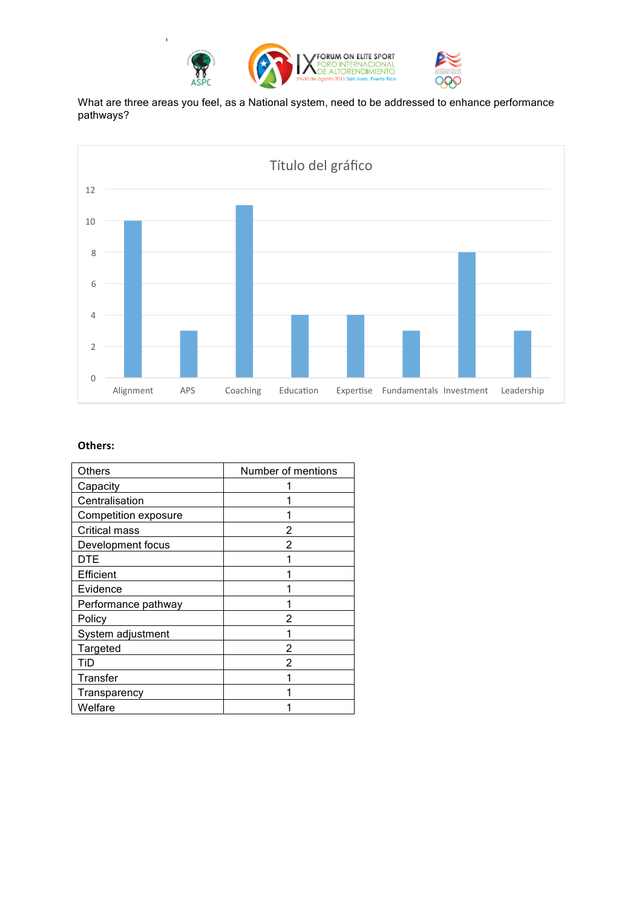What are three areas you feel, as a National system, need to be addressed to enhance performance pathways?

**Título del gráfico**

| Area | Mentions |
|---|---|
| Alignment | 10 |
| APS | 3 |
| Coaching | 11 |
| Education | 4 |
| Expertise | 4 |
| Fundamentals | 3 |
| Investment | 8 |
| Leadership | 3 |

**Others:**

| Others | Number of mentions |
|---|---|
| Capacity | 1 |
| Centralisation | 1 |
| Competition exposure | 1 |
| Critical mass | 2 |
| Development focus | 2 |
| DTE | 1 |
| Efficient | 1 |
| Evidence | 1 |
| Performance pathway | 1 |
| Policy | 2 |
| System adjustment | 1 |
| Targeted | 2 |
| TiD | 2 |
| Transfer | 1 |
| Transparency | 1 |
| Welfare | 1 |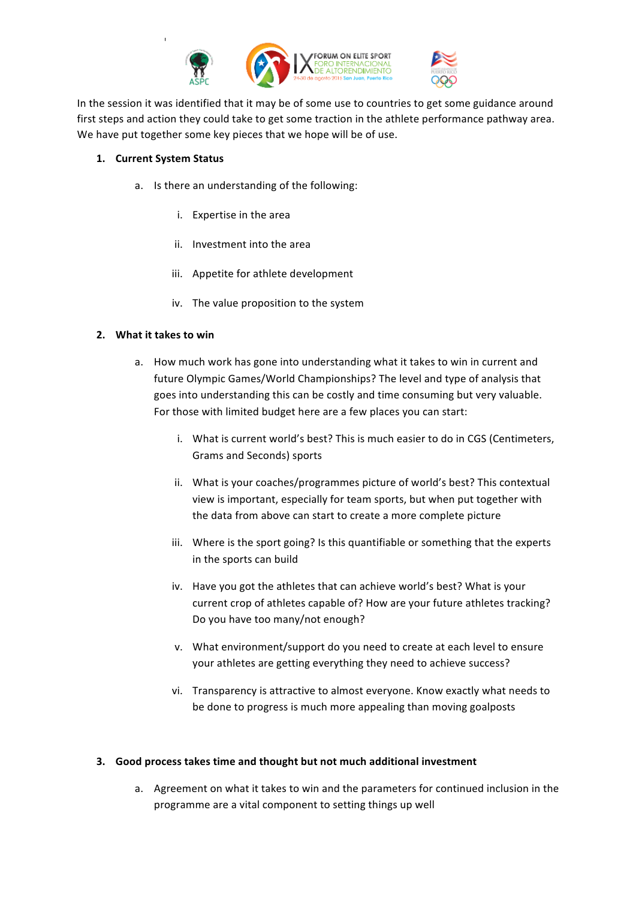In the session it was identified that it may be of some use to countries to get some guidance around first steps and action they could take to get some traction in the athlete performance pathway area. We have put together some key pieces that we hope will be of use.

1. **Current System Status**

    a. Is there an understanding of the following:

        i. Expertise in the area

        ii. Investment into the area

        iii. Appetite for athlete development

        iv. The value proposition to the system

2. **What it takes to win**

    a. How much work has gone into understanding what it takes to win in current and future Olympic Games/World Championships? The level and type of analysis that goes into understanding this can be costly and time consuming but very valuable. For those with limited budget here are a few places you can start:

        i. What is current world's best? This is much easier to do in CGS (Centimeters, Grams and Seconds) sports

        ii. What is your coaches/programmes picture of world's best? This contextual view is important, especially for team sports, but when put together with the data from above can start to create a more complete picture

        iii. Where is the sport going? Is this quantifiable or something that the experts in the sports can build

        iv. Have you got the athletes that can achieve world's best? What is your current crop of athletes capable of? How are your future athletes tracking? Do you have too many/not enough?

        v. What environment/support do you need to create at each level to ensure your athletes are getting everything they need to achieve success?

        vi. Transparency is attractive to almost everyone. Know exactly what needs to be done to progress is much more appealing than moving goalposts

3. **Good process takes time and thought but not much additional investment**

    a. Agreement on what it takes to win and the parameters for continued inclusion in the programme are a vital component to setting things up well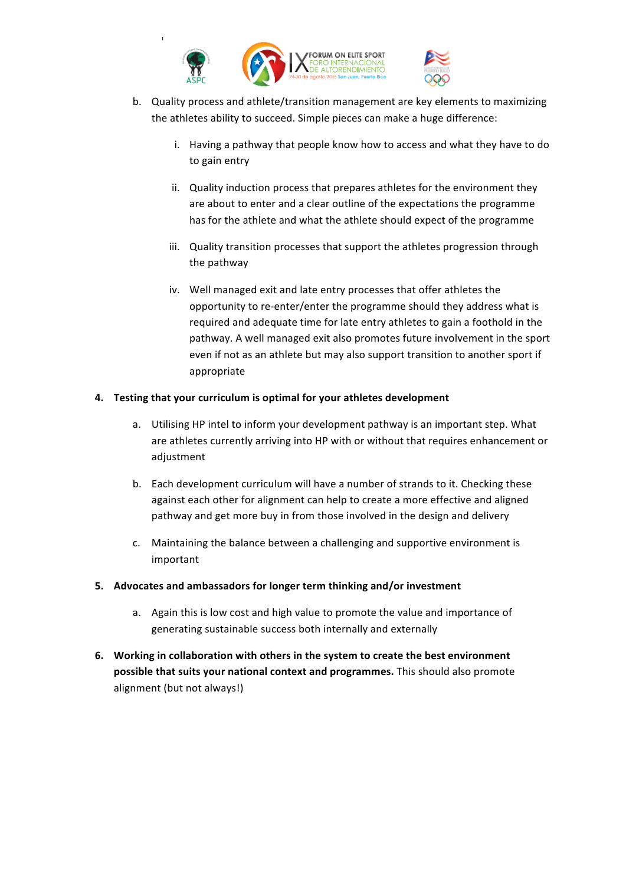b. Quality process and athlete/transition management are key elements to maximizing the athletes ability to succeed. Simple pieces can make a huge difference:

   i. Having a pathway that people know how to access and what they have to do to gain entry

   ii. Quality induction process that prepares athletes for the environment they are about to enter and a clear outline of the expectations the programme has for the athlete and what the athlete should expect of the programme

   iii. Quality transition processes that support the athletes progression through the pathway

   iv. Well managed exit and late entry processes that offer athletes the opportunity to re-enter/enter the programme should they address what is required and adequate time for late entry athletes to gain a foothold in the pathway. A well managed exit also promotes future involvement in the sport even if not as an athlete but may also support transition to another sport if appropriate

4. **Testing that your curriculum is optimal for your athletes development**

   a. Utilising HP intel to inform your development pathway is an important step. What are athletes currently arriving into HP with or without that requires enhancement or adjustment

   b. Each development curriculum will have a number of strands to it. Checking these against each other for alignment can help to create a more effective and aligned pathway and get more buy in from those involved in the design and delivery

   c. Maintaining the balance between a challenging and supportive environment is important

5. **Advocates and ambassadors for longer term thinking and/or investment**

   a. Again this is low cost and high value to promote the value and importance of generating sustainable success both internally and externally

6. **Working in collaboration with others in the system to create the best environment possible that suits your national context and programmes.** This should also promote alignment (but not always!)